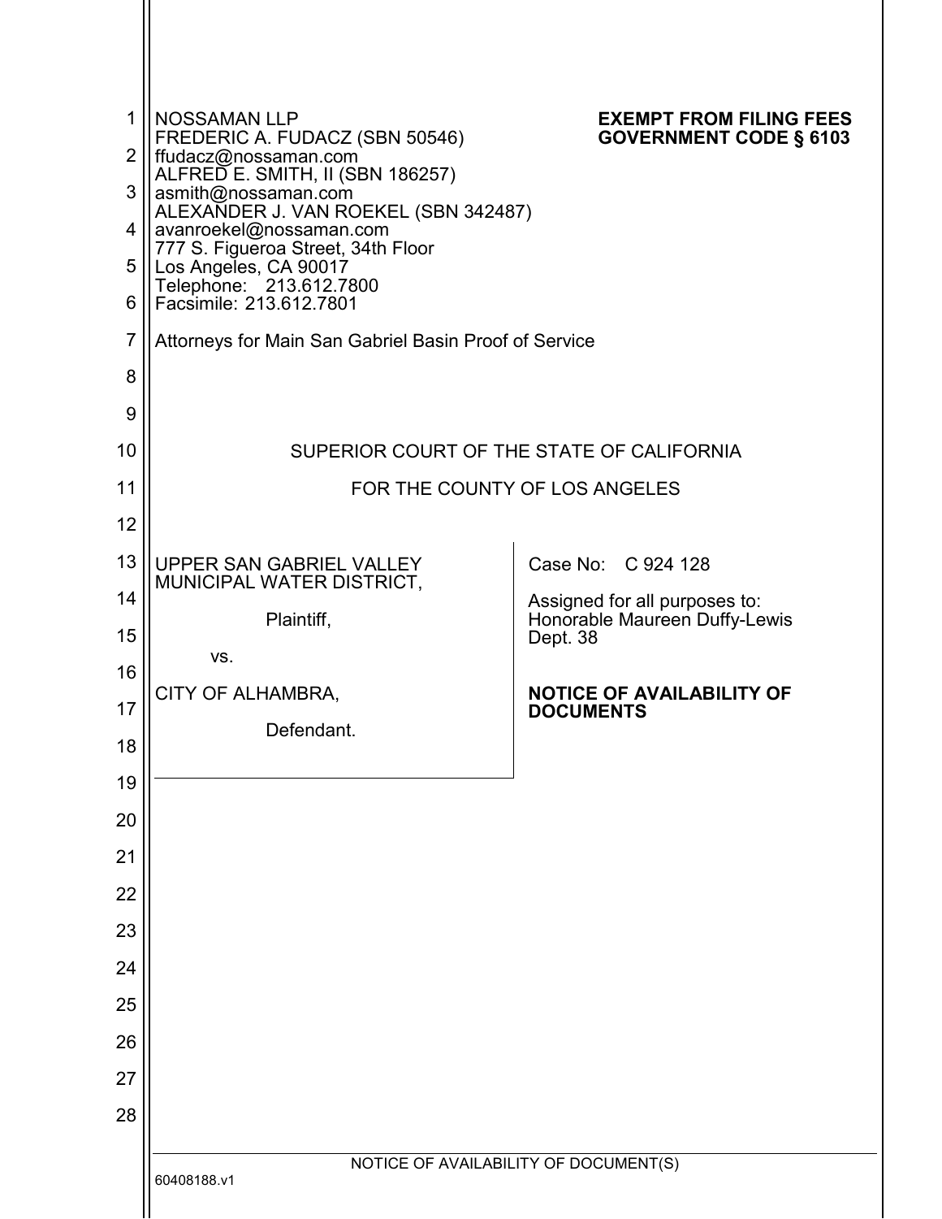NOSSAMAN LLP
FREDERIC A. FUDACZ (SBN 50546)
ffudacz@nossaman.com
ALFRED E. SMITH, II (SBN 186257)
asmith@nossaman.com
ALEXANDER J. VAN ROEKEL (SBN 342487)
avanroekel@nossaman.com
777 S. Figueroa Street, 34th Floor
Los Angeles, CA 90017
Telephone: 213.612.7800
Facsimile: 213.612.7801

**EXEMPT FROM FILING FEES**
**GOVERNMENT CODE § 6103**

Attorneys for Main San Gabriel Basin Proof of Service

SUPERIOR COURT OF THE STATE OF CALIFORNIA

FOR THE COUNTY OF LOS ANGELES

| | |
|---|---|
| UPPER SAN GABRIEL VALLEY MUNICIPAL WATER DISTRICT,<br><br>Plaintiff,<br><br>vs.<br><br>CITY OF ALHAMBRA,<br><br>Defendant. | Case No: C 924 128<br><br>Assigned for all purposes to:<br>Honorable Maureen Duffy-Lewis<br>Dept. 38<br><br>**NOTICE OF AVAILABILITY OF DOCUMENTS** |

NOTICE OF AVAILABILITY OF DOCUMENT(S)

60408188.v1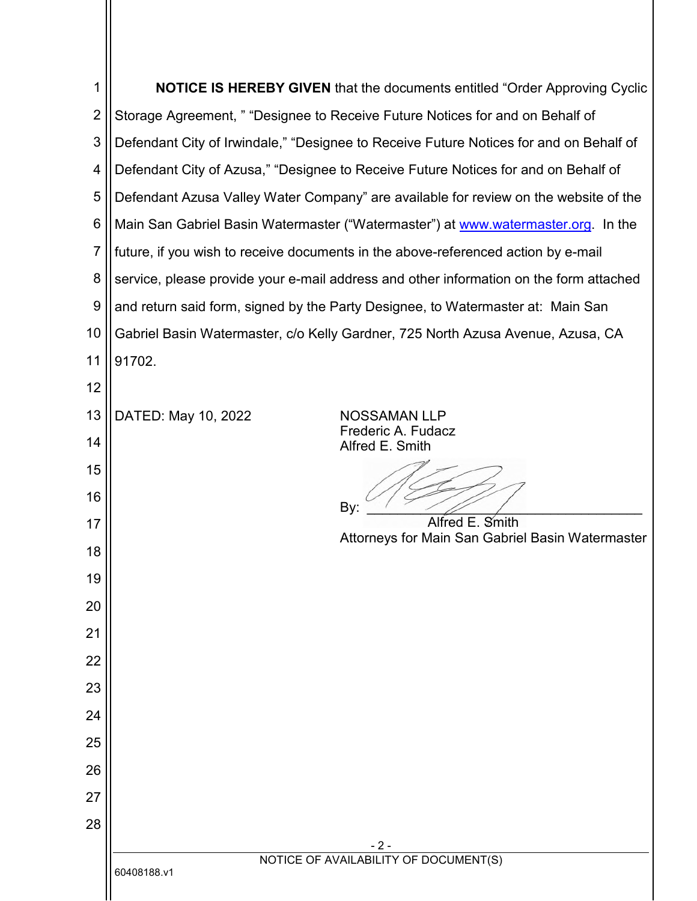**NOTICE IS HEREBY GIVEN** that the documents entitled "Order Approving Cyclic Storage Agreement, " "Designee to Receive Future Notices for and on Behalf of Defendant City of Irwindale," "Designee to Receive Future Notices for and on Behalf of Defendant City of Azusa," "Designee to Receive Future Notices for and on Behalf of Defendant Azusa Valley Water Company" are available for review on the website of the Main San Gabriel Basin Watermaster ("Watermaster") at www.watermaster.org. In the future, if you wish to receive documents in the above-referenced action by e-mail service, please provide your e-mail address and other information on the form attached and return said form, signed by the Party Designee, to Watermaster at: Main San Gabriel Basin Watermaster, c/o Kelly Gardner, 725 North Azusa Avenue, Azusa, CA 91702.

DATED: May 10, 2022

NOSSAMAN LLP
Frederic A. Fudacz
Alfred E. Smith

By: ______________________________
Alfred E. Smith
Attorneys for Main San Gabriel Basin Watermaster

NOTICE OF AVAILABILITY OF DOCUMENT(S)

60408188.v1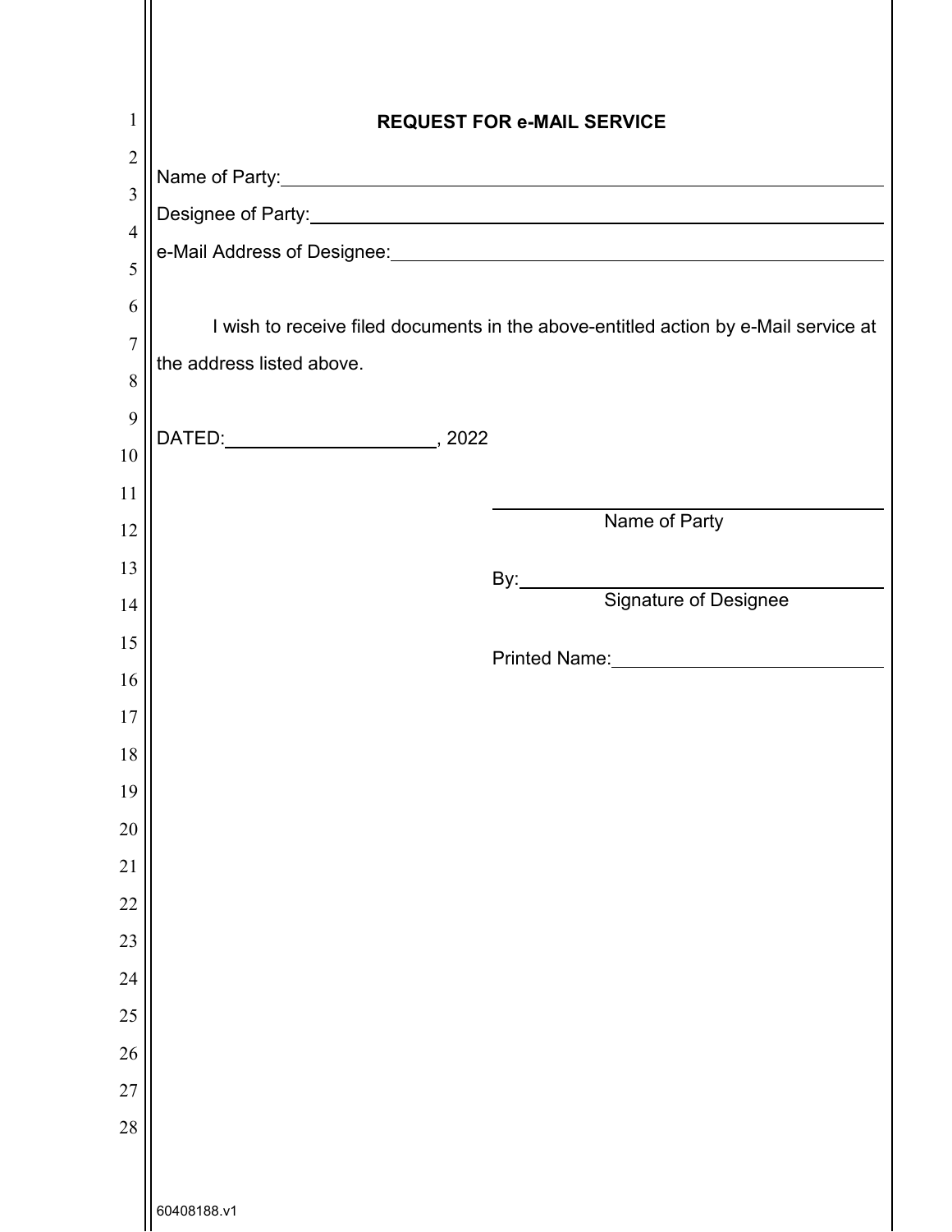**REQUEST FOR e-MAIL SERVICE**

Name of Party: \_\_\_\_\_\_\_\_\_\_\_\_\_\_\_\_\_\_\_\_\_\_\_\_\_\_\_\_\_\_\_\_\_\_\_\_\_\_\_\_\_\_\_\_\_\_\_\_

Designee of Party: \_\_\_\_\_\_\_\_\_\_\_\_\_\_\_\_\_\_\_\_\_\_\_\_\_\_\_\_\_\_\_\_\_\_\_\_\_\_\_\_\_\_\_\_\_\_

e-Mail Address of Designee: \_\_\_\_\_\_\_\_\_\_\_\_\_\_\_\_\_\_\_\_\_\_\_\_\_\_\_\_\_\_\_\_\_\_\_\_\_\_\_\_

I wish to receive filed documents in the above-entitled action by e-Mail service at the address listed above.

DATED: \_\_\_\_\_\_\_\_\_\_\_\_\_\_\_\_\_\_\_\_, 2022

\_\_\_\_\_\_\_\_\_\_\_\_\_\_\_\_\_\_\_\_\_\_\_\_\_\_\_\_\_\_\_\_\_\_\_\_
Name of Party

By: \_\_\_\_\_\_\_\_\_\_\_\_\_\_\_\_\_\_\_\_\_\_\_\_\_\_\_\_\_\_\_\_\_
Signature of Designee

Printed Name: \_\_\_\_\_\_\_\_\_\_\_\_\_\_\_\_\_\_\_\_\_\_\_\_\_\_

60408188.v1